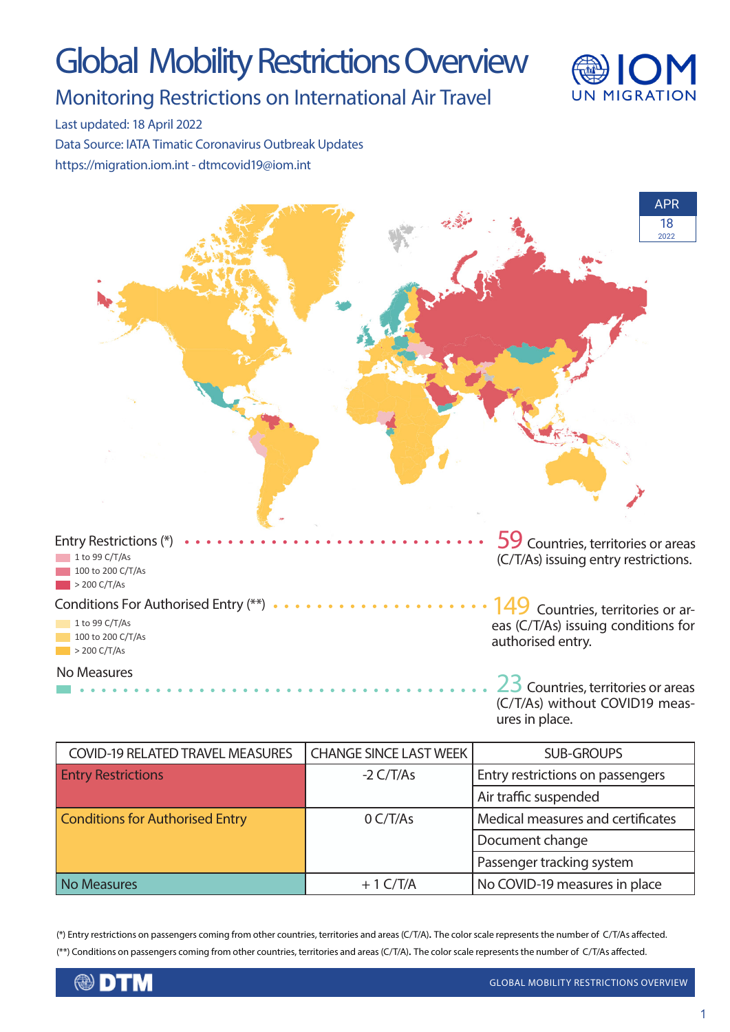# Global Mobility Restrictions Overview

## Monitoring Restrictions on International Air Travel

Last updated: 18 April 2022

Data Source: IATA Timatic Coronavirus Outbreak Updates

https://migration.iom.int - dtmcovid19@iom.int

APR 18 2022

Entry Restrictions (*)

- 1 to 99 C/T/As
- 100 to 200 C/T/As
- > 200 C/T/As

**59** Countries, territories or areas (C/T/As) issuing entry restrictions.

Conditions For Authorised Entry (**)

- 1 to 99 C/T/As
- 100 to 200 C/T/As
- > 200 C/T/As

**149** Countries, territories or areas (C/T/As) issuing conditions for authorised entry.

No Measures

**23** Countries, territories or areas (C/T/As) without COVID19 measures in place.

| COVID-19 RELATED TRAVEL MEASURES | CHANGE SINCE LAST WEEK | SUB-GROUPS |
|---|---|---|
| Entry Restrictions | -2 C/T/As | Entry restrictions on passengers |
| | | Air traffic suspended |
| Conditions for Authorised Entry | 0 C/T/As | Medical measures and certificates |
| | | Document change |
| | | Passenger tracking system |
| No Measures | + 1 C/T/A | No COVID-19 measures in place |

(*) Entry restrictions on passengers coming from other countries, territories and areas (C/T/A). The color scale represents the number of C/T/As affected.

(**) Conditions on passengers coming from other countries, territories and areas (C/T/A). The color scale represents the number of C/T/As affected.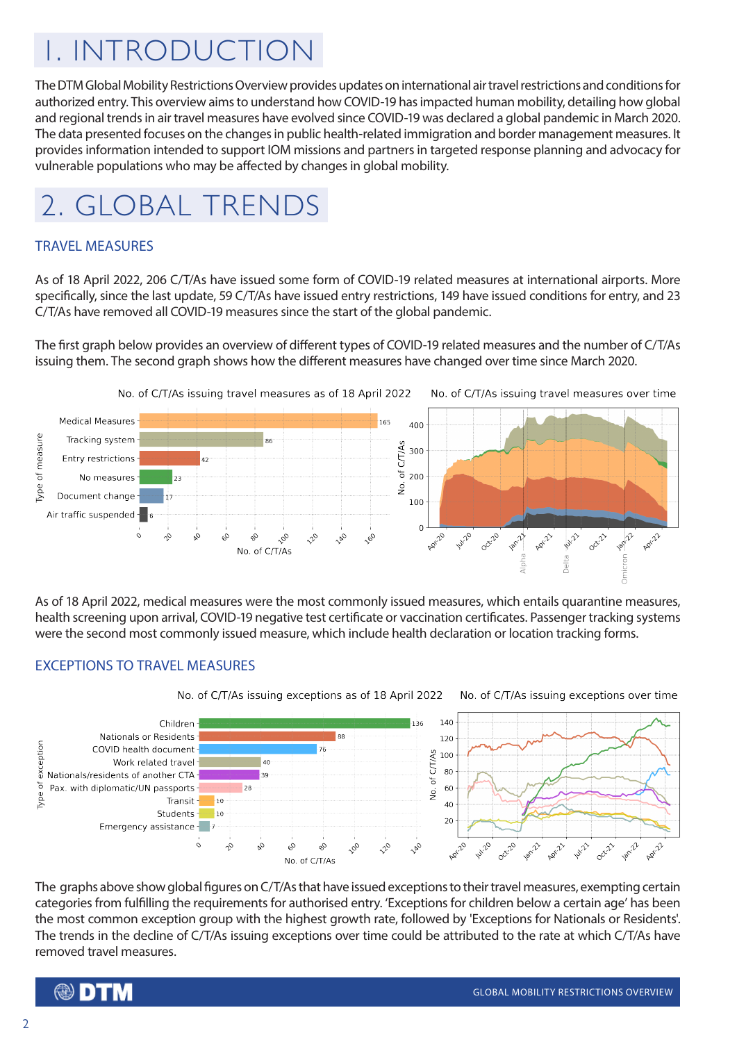# 1. INTRODUCTION

The DTM Global Mobility Restrictions Overview provides updates on international air travel restrictions and conditions for authorized entry. This overview aims to understand how COVID-19 has impacted human mobility, detailing how global and regional trends in air travel measures have evolved since COVID-19 was declared a global pandemic in March 2020. The data presented focuses on the changes in public health-related immigration and border management measures. It provides information intended to support IOM missions and partners in targeted response planning and advocacy for vulnerable populations who may be affected by changes in global mobility.

# 2. GLOBAL TRENDS

## TRAVEL MEASURES

As of 18 April 2022, 206 C/T/As have issued some form of COVID-19 related measures at international airports. More specifically, since the last update, 59 C/T/As have issued entry restrictions, 149 have issued conditions for entry, and 23 C/T/As have removed all COVID-19 measures since the start of the global pandemic.

The first graph below provides an overview of different types of COVID-19 related measures and the number of C/T/As issuing them. The second graph shows how the different measures have changed over time since March 2020.

No. of C/T/As issuing travel measures as of 18 April 2022

| Type of measure | No. of C/T/As |
|---|---|
| Medical Measures | 165 |
| Tracking system | 86 |
| Entry restrictions | 42 |
| No measures | 23 |
| Document change | 17 |
| Air traffic suspended | 6 |

No. of C/T/As issuing travel measures over time

As of 18 April 2022, medical measures were the most commonly issued measures, which entails quarantine measures, health screening upon arrival, COVID-19 negative test certificate or vaccination certificates. Passenger tracking systems were the second most commonly issued measure, which include health declaration or location tracking forms.

## EXCEPTIONS TO TRAVEL MEASURES

No. of C/T/As issuing exceptions as of 18 April 2022

| Type of exception | No. of C/T/As |
|---|---|
| Children | 136 |
| Nationals or Residents | 88 |
| COVID health document | 76 |
| Work related travel | 40 |
| Nationals/residents of another CTA | 39 |
| Pax. with diplomatic/UN passports | 28 |
| Transit | 10 |
| Students | 10 |
| Emergency assistance | 7 |

No. of C/T/As issuing exceptions over time

The graphs above show global figures on C/T/As that have issued exceptions to their travel measures, exempting certain categories from fulfilling the requirements for authorised entry. 'Exceptions for children below a certain age' has been the most common exception group with the highest growth rate, followed by 'Exceptions for Nationals or Residents'. The trends in the decline of C/T/As issuing exceptions over time could be attributed to the rate at which C/T/As have removed travel measures.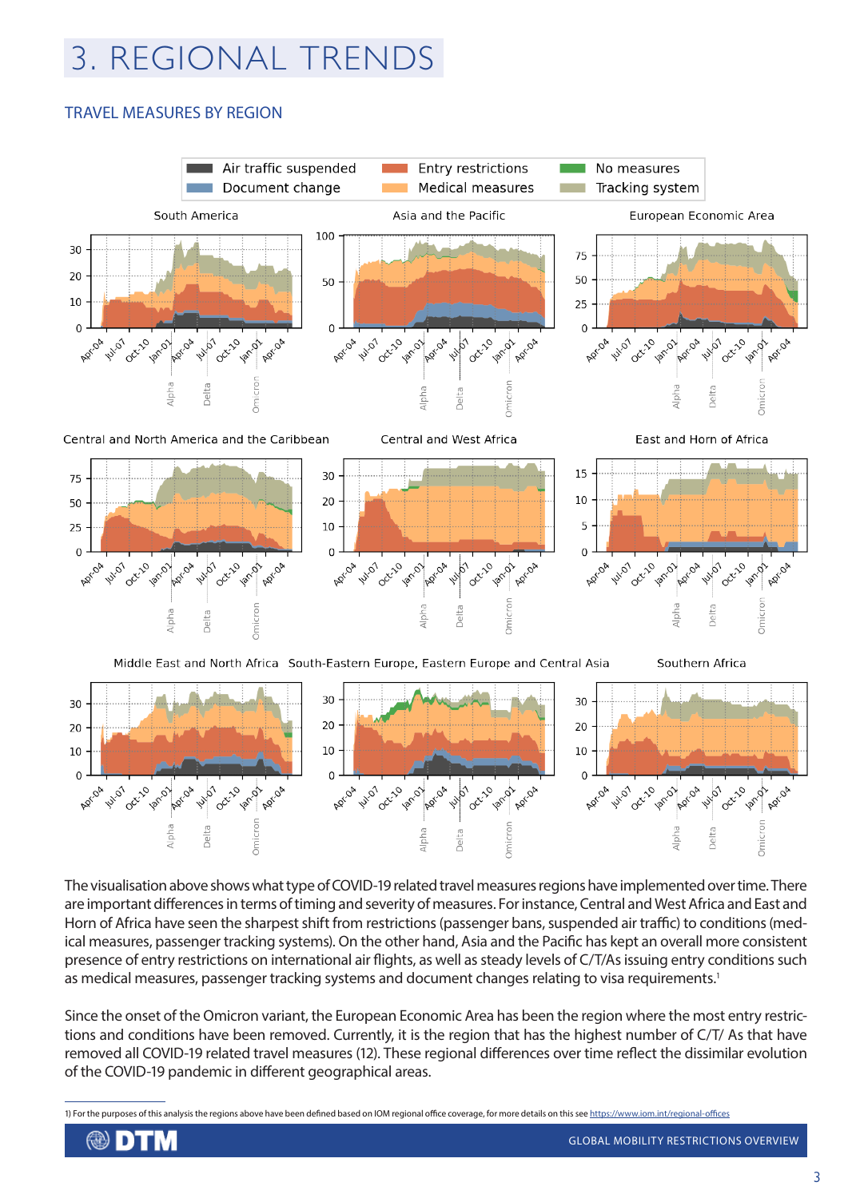# 3. REGIONAL TRENDS

## TRAVEL MEASURES BY REGION

Air traffic suspended
Document change
Entry restrictions
Medical measures
No measures
Tracking system

South America

Asia and the Pacific

European Economic Area

Central and North America and the Caribbean

Central and West Africa

East and Horn of Africa

Middle East and North Africa

South-Eastern Europe, Eastern Europe and Central Asia

Southern Africa

Apr-04 Jul-07 Oct-10 Jan-01 Apr-04 Jul-07 Oct-10 Jan-01 Apr-04

Alpha Delta Omicron

The visualisation above shows what type of COVID-19 related travel measures regions have implemented over time. There are important differences in terms of timing and severity of measures. For instance, Central and West Africa and East and Horn of Africa have seen the sharpest shift from restrictions (passenger bans, suspended air traffic) to conditions (medical measures, passenger tracking systems). On the other hand, Asia and the Pacific has kept an overall more consistent presence of entry restrictions on international air flights, as well as steady levels of C/T/As issuing entry conditions such as medical measures, passenger tracking systems and document changes relating to visa requirements.[1]

Since the onset of the Omicron variant, the European Economic Area has been the region where the most entry restrictions and conditions have been removed. Currently, it is the region that has the highest number of C/T/ As that have removed all COVID-19 related travel measures (12). These regional differences over time reflect the dissimilar evolution of the COVID-19 pandemic in different geographical areas.

1) For the purposes of this analysis the regions above have been defined based on IOM regional office coverage, for more details on this see https://www.iom.int/regional-offices